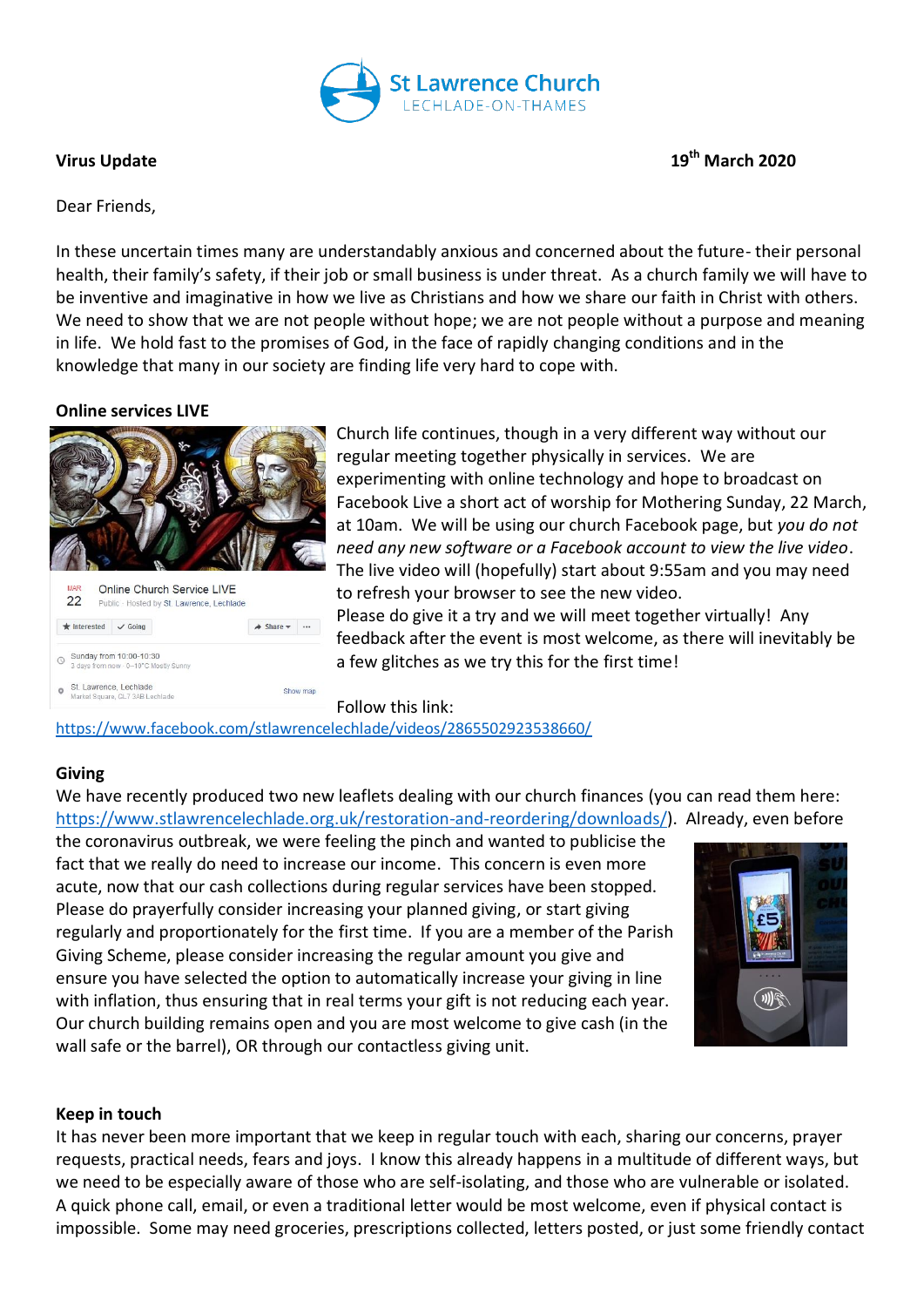St Lawrence Church
LECHLADE-ON-THAMES

**Virus Update** **19th March 2020**

Dear Friends,

In these uncertain times many are understandably anxious and concerned about the future- their personal health, their family's safety, if their job or small business is under threat. As a church family we will have to be inventive and imaginative in how we live as Christians and how we share our faith in Christ with others. We need to show that we are not people without hope; we are not people without a purpose and meaning in life. We hold fast to the promises of God, in the face of rapidly changing conditions and in the knowledge that many in our society are finding life very hard to cope with.

## Online services LIVE

Church life continues, though in a very different way without our regular meeting together physically in services. We are experimenting with online technology and hope to broadcast on Facebook Live a short act of worship for Mothering Sunday, 22 March, at 10am. We will be using our church Facebook page, but *you do not need any new software or a Facebook account to view the live video*. The live video will (hopefully) start about 9:55am and you may need to refresh your browser to see the new video.
Please do give it a try and we will meet together virtually! Any feedback after the event is most welcome, as there will inevitably be a few glitches as we try this for the first time!

Follow this link:
https://www.facebook.com/stlawrencelechlade/videos/2865502923538660/

## Giving

We have recently produced two new leaflets dealing with our church finances (you can read them here: https://www.stlawrencelechlade.org.uk/restoration-and-reordering/downloads/). Already, even before the coronavirus outbreak, we were feeling the pinch and wanted to publicise the fact that we really do need to increase our income. This concern is even more acute, now that our cash collections during regular services have been stopped. Please do prayerfully consider increasing your planned giving, or start giving regularly and proportionately for the first time. If you are a member of the Parish Giving Scheme, please consider increasing the regular amount you give and ensure you have selected the option to automatically increase your giving in line with inflation, thus ensuring that in real terms your gift is not reducing each year. Our church building remains open and you are most welcome to give cash (in the wall safe or the barrel), OR through our contactless giving unit.

## Keep in touch

It has never been more important that we keep in regular touch with each, sharing our concerns, prayer requests, practical needs, fears and joys. I know this already happens in a multitude of different ways, but we need to be especially aware of those who are self-isolating, and those who are vulnerable or isolated. A quick phone call, email, or even a traditional letter would be most welcome, even if physical contact is impossible. Some may need groceries, prescriptions collected, letters posted, or just some friendly contact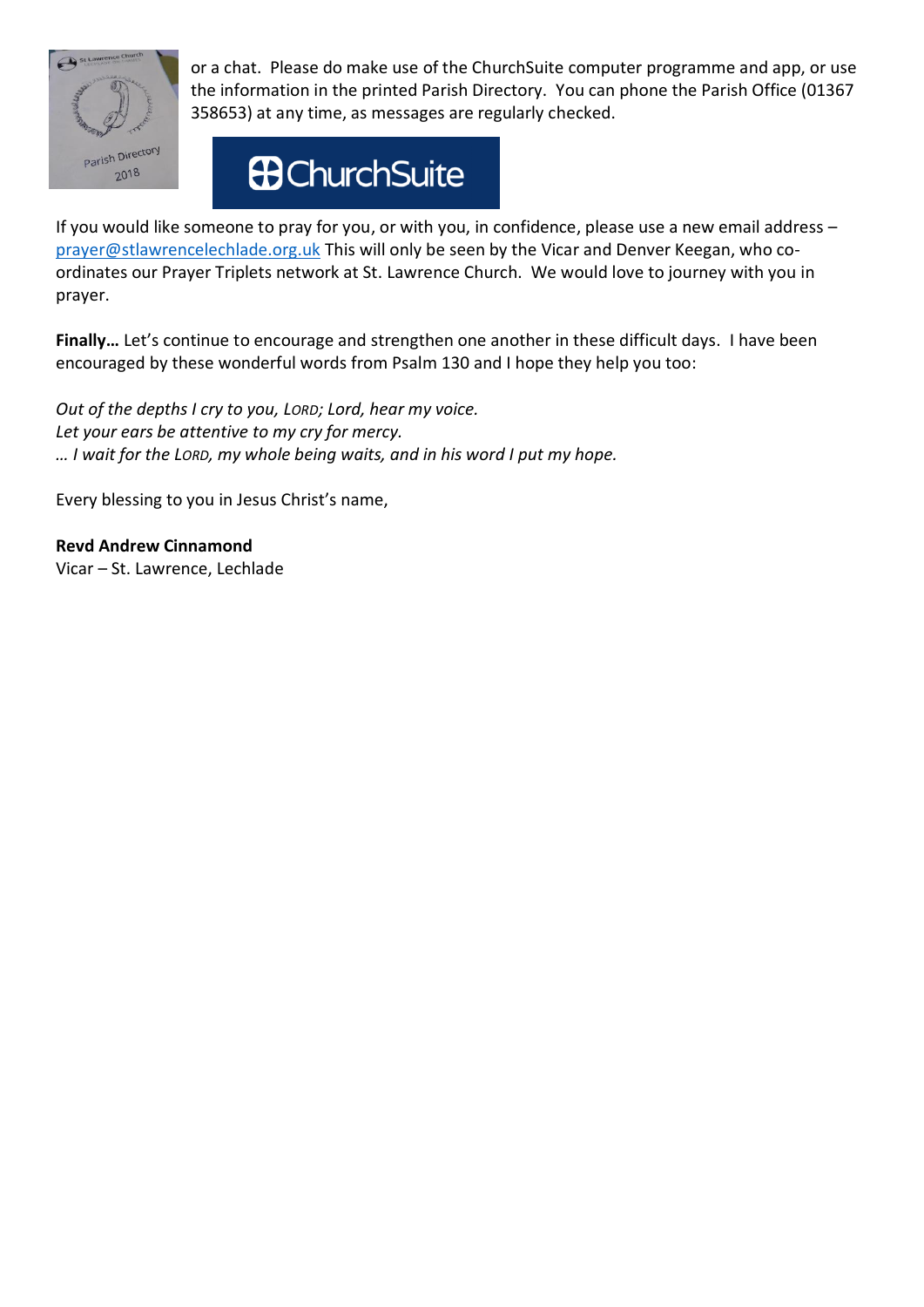or a chat. Please do make use of the ChurchSuite computer programme and app, or use the information in the printed Parish Directory. You can phone the Parish Office (01367 358653) at any time, as messages are regularly checked.

If you would like someone to pray for you, or with you, in confidence, please use a new email address – prayer@stlawrencelechlade.org.uk This will only be seen by the Vicar and Denver Keegan, who co-ordinates our Prayer Triplets network at St. Lawrence Church. We would love to journey with you in prayer.

**Finally…** Let's continue to encourage and strengthen one another in these difficult days. I have been encouraged by these wonderful words from Psalm 130 and I hope they help you too:

*Out of the depths I cry to you, LORD; Lord, hear my voice.*
*Let your ears be attentive to my cry for mercy.*
*… I wait for the LORD, my whole being waits, and in his word I put my hope.*

Every blessing to you in Jesus Christ's name,

**Revd Andrew Cinnamond**
Vicar – St. Lawrence, Lechlade